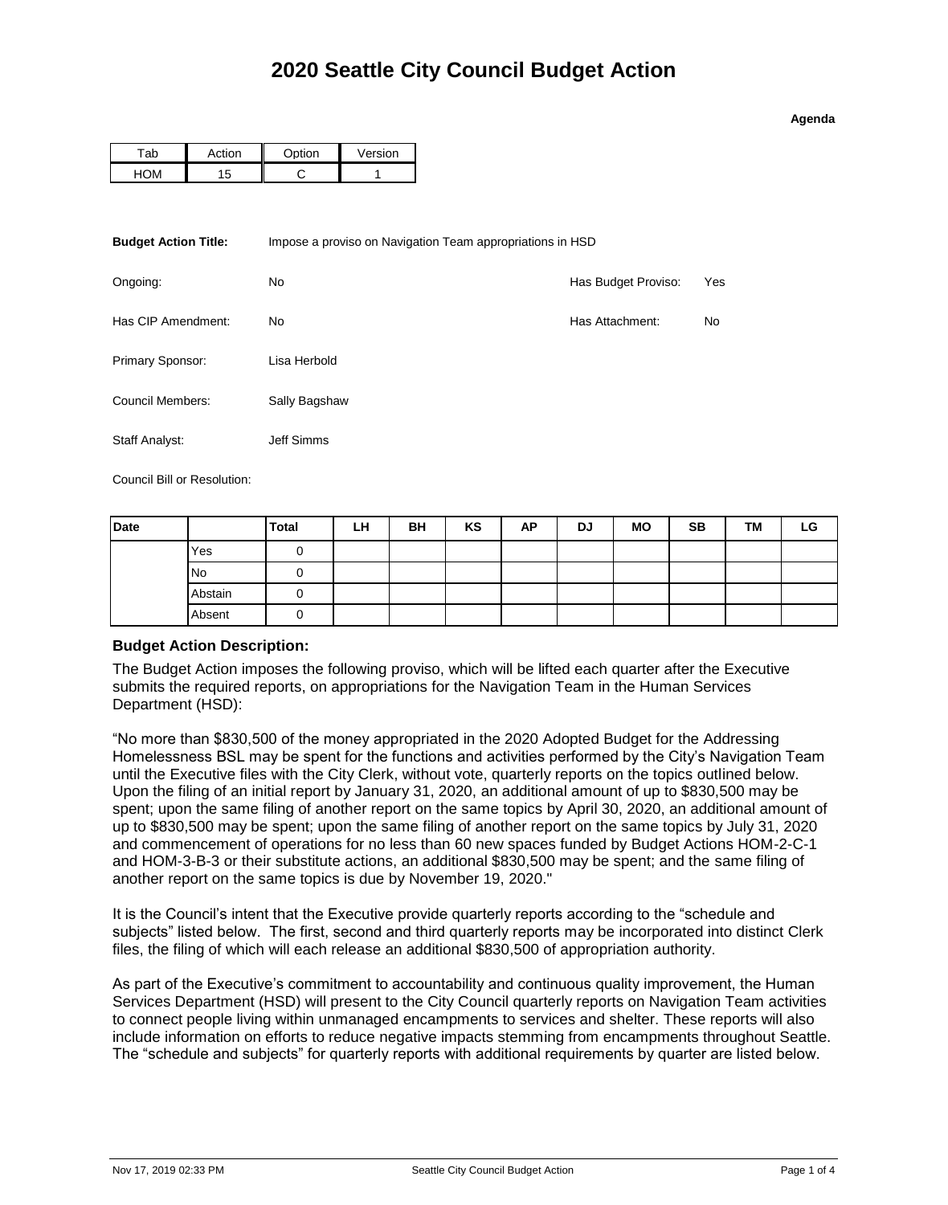# 2020 Seattle City Council Budget Action

**Agenda**

| Tab | Action | Option | Version |
|---|---|---|---|
| HOM | 15 | C | 1 |

**Budget Action Title:** Impose a proviso on Navigation Team appropriations in HSD

Ongoing: No

Has Budget Proviso: Yes

Has CIP Amendment: No

Has Attachment: No

Primary Sponsor: Lisa Herbold

Council Members: Sally Bagshaw

Staff Analyst: Jeff Simms

Council Bill or Resolution:

| Date | | Total | LH | BH | KS | AP | DJ | MO | SB | TM | LG |
|---|---|---|---|---|---|---|---|---|---|---|---|
| | Yes | 0 | | | | | | | | | |
| | No | 0 | | | | | | | | | |
| | Abstain | 0 | | | | | | | | | |
| | Absent | 0 | | | | | | | | | |

### Budget Action Description:

The Budget Action imposes the following proviso, which will be lifted each quarter after the Executive submits the required reports, on appropriations for the Navigation Team in the Human Services Department (HSD):

"No more than $830,500 of the money appropriated in the 2020 Adopted Budget for the Addressing Homelessness BSL may be spent for the functions and activities performed by the City's Navigation Team until the Executive files with the City Clerk, without vote, quarterly reports on the topics outlined below. Upon the filing of an initial report by January 31, 2020, an additional amount of up to $830,500 may be spent; upon the same filing of another report on the same topics by April 30, 2020, an additional amount of up to $830,500 may be spent; upon the same filing of another report on the same topics by July 31, 2020 and commencement of operations for no less than 60 new spaces funded by Budget Actions HOM-2-C-1 and HOM-3-B-3 or their substitute actions, an additional $830,500 may be spent; and the same filing of another report on the same topics is due by November 19, 2020."

It is the Council's intent that the Executive provide quarterly reports according to the "schedule and subjects" listed below. The first, second and third quarterly reports may be incorporated into distinct Clerk files, the filing of which will each release an additional $830,500 of appropriation authority.

As part of the Executive's commitment to accountability and continuous quality improvement, the Human Services Department (HSD) will present to the City Council quarterly reports on Navigation Team activities to connect people living within unmanaged encampments to services and shelter. These reports will also include information on efforts to reduce negative impacts stemming from encampments throughout Seattle. The "schedule and subjects" for quarterly reports with additional requirements by quarter are listed below.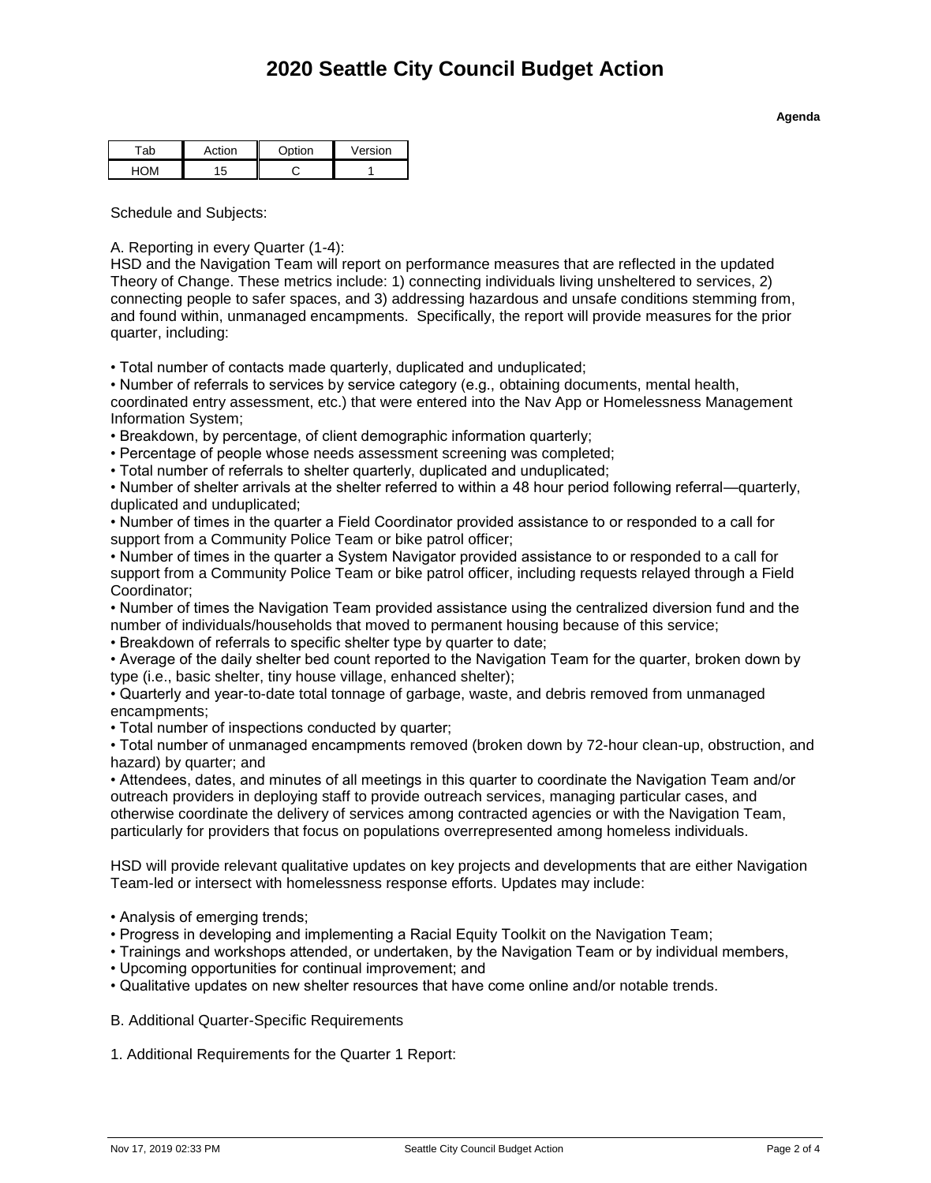# 2020 Seattle City Council Budget Action

**Agenda**

| Tab | Action | Option | Version |
|---|---|---|---|
| HOM | 15 | C | 1 |

Schedule and Subjects:

A. Reporting in every Quarter (1-4):
HSD and the Navigation Team will report on performance measures that are reflected in the updated Theory of Change. These metrics include: 1) connecting individuals living unsheltered to services, 2) connecting people to safer spaces, and 3) addressing hazardous and unsafe conditions stemming from, and found within, unmanaged encampments. Specifically, the report will provide measures for the prior quarter, including:

- Total number of contacts made quarterly, duplicated and unduplicated;
- Number of referrals to services by service category (e.g., obtaining documents, mental health, coordinated entry assessment, etc.) that were entered into the Nav App or Homelessness Management Information System;
- Breakdown, by percentage, of client demographic information quarterly;
- Percentage of people whose needs assessment screening was completed;
- Total number of referrals to shelter quarterly, duplicated and unduplicated;
- Number of shelter arrivals at the shelter referred to within a 48 hour period following referral—quarterly, duplicated and unduplicated;
- Number of times in the quarter a Field Coordinator provided assistance to or responded to a call for support from a Community Police Team or bike patrol officer;
- Number of times in the quarter a System Navigator provided assistance to or responded to a call for support from a Community Police Team or bike patrol officer, including requests relayed through a Field Coordinator;
- Number of times the Navigation Team provided assistance using the centralized diversion fund and the number of individuals/households that moved to permanent housing because of this service;
- Breakdown of referrals to specific shelter type by quarter to date;
- Average of the daily shelter bed count reported to the Navigation Team for the quarter, broken down by type (i.e., basic shelter, tiny house village, enhanced shelter);
- Quarterly and year-to-date total tonnage of garbage, waste, and debris removed from unmanaged encampments;
- Total number of inspections conducted by quarter;
- Total number of unmanaged encampments removed (broken down by 72-hour clean-up, obstruction, and hazard) by quarter; and
- Attendees, dates, and minutes of all meetings in this quarter to coordinate the Navigation Team and/or outreach providers in deploying staff to provide outreach services, managing particular cases, and otherwise coordinate the delivery of services among contracted agencies or with the Navigation Team, particularly for providers that focus on populations overrepresented among homeless individuals.

HSD will provide relevant qualitative updates on key projects and developments that are either Navigation Team-led or intersect with homelessness response efforts. Updates may include:

- Analysis of emerging trends;
- Progress in developing and implementing a Racial Equity Toolkit on the Navigation Team;
- Trainings and workshops attended, or undertaken, by the Navigation Team or by individual members,
- Upcoming opportunities for continual improvement; and
- Qualitative updates on new shelter resources that have come online and/or notable trends.

B. Additional Quarter-Specific Requirements

1. Additional Requirements for the Quarter 1 Report: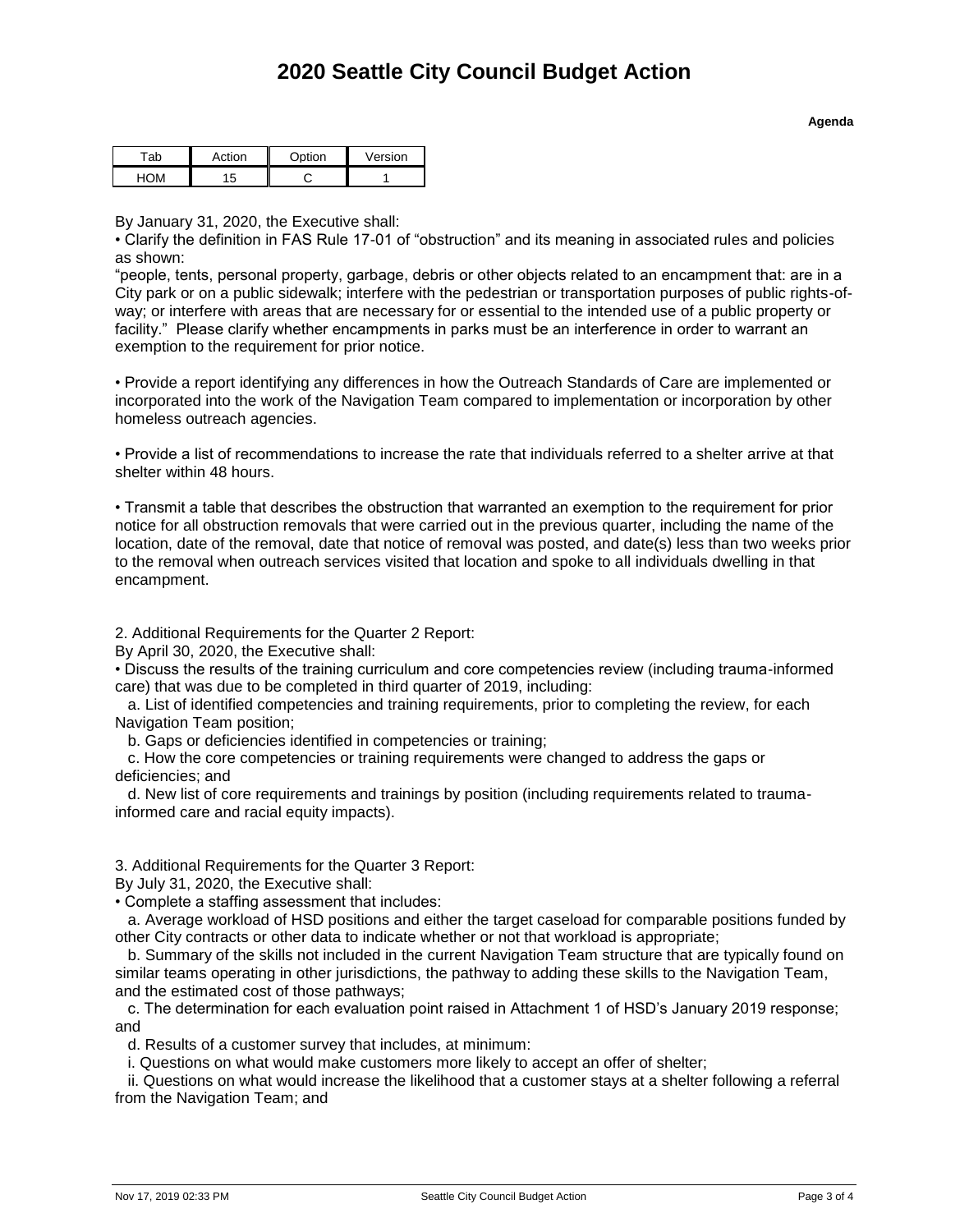# 2020 Seattle City Council Budget Action

**Agenda**

| Tab | Action | Option | Version |
|---|---|---|---|
| HOM | 15 | C | 1 |

By January 31, 2020, the Executive shall:

• Clarify the definition in FAS Rule 17-01 of "obstruction" and its meaning in associated rules and policies as shown:
"people, tents, personal property, garbage, debris or other objects related to an encampment that: are in a City park or on a public sidewalk; interfere with the pedestrian or transportation purposes of public rights-of-way; or interfere with areas that are necessary for or essential to the intended use of a public property or facility." Please clarify whether encampments in parks must be an interference in order to warrant an exemption to the requirement for prior notice.

• Provide a report identifying any differences in how the Outreach Standards of Care are implemented or incorporated into the work of the Navigation Team compared to implementation or incorporation by other homeless outreach agencies.

• Provide a list of recommendations to increase the rate that individuals referred to a shelter arrive at that shelter within 48 hours.

• Transmit a table that describes the obstruction that warranted an exemption to the requirement for prior notice for all obstruction removals that were carried out in the previous quarter, including the name of the location, date of the removal, date that notice of removal was posted, and date(s) less than two weeks prior to the removal when outreach services visited that location and spoke to all individuals dwelling in that encampment.

2. Additional Requirements for the Quarter 2 Report:
By April 30, 2020, the Executive shall:

• Discuss the results of the training curriculum and core competencies review (including trauma-informed care) that was due to be completed in third quarter of 2019, including:

a. List of identified competencies and training requirements, prior to completing the review, for each Navigation Team position;

b. Gaps or deficiencies identified in competencies or training;

c. How the core competencies or training requirements were changed to address the gaps or deficiencies; and

d. New list of core requirements and trainings by position (including requirements related to trauma-informed care and racial equity impacts).

3. Additional Requirements for the Quarter 3 Report:
By July 31, 2020, the Executive shall:

• Complete a staffing assessment that includes:

a. Average workload of HSD positions and either the target caseload for comparable positions funded by other City contracts or other data to indicate whether or not that workload is appropriate;

b. Summary of the skills not included in the current Navigation Team structure that are typically found on similar teams operating in other jurisdictions, the pathway to adding these skills to the Navigation Team, and the estimated cost of those pathways;

c. The determination for each evaluation point raised in Attachment 1 of HSD's January 2019 response; and

d. Results of a customer survey that includes, at minimum:

i. Questions on what would make customers more likely to accept an offer of shelter;

ii. Questions on what would increase the likelihood that a customer stays at a shelter following a referral from the Navigation Team; and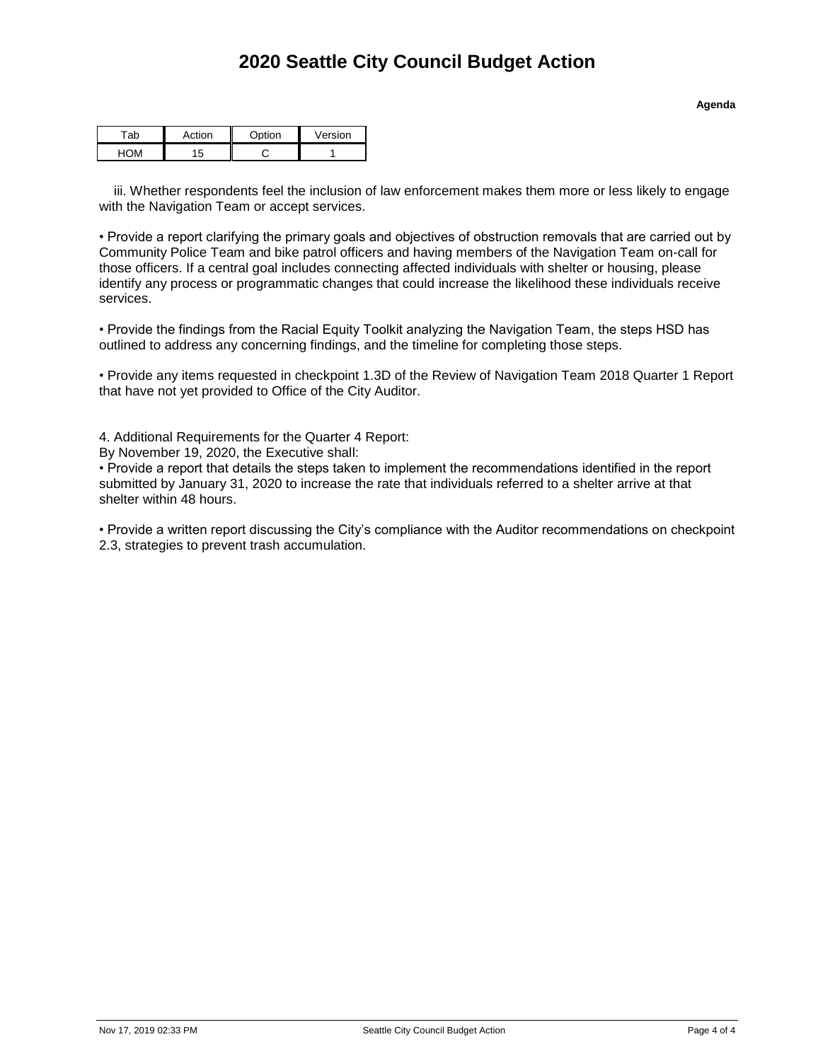# 2020 Seattle City Council Budget Action

**Agenda**

| Tab | Action | Option | Version |
|---|---|---|---|
| HOM | 15 | C | 1 |

iii. Whether respondents feel the inclusion of law enforcement makes them more or less likely to engage with the Navigation Team or accept services.

• Provide a report clarifying the primary goals and objectives of obstruction removals that are carried out by Community Police Team and bike patrol officers and having members of the Navigation Team on-call for those officers. If a central goal includes connecting affected individuals with shelter or housing, please identify any process or programmatic changes that could increase the likelihood these individuals receive services.

• Provide the findings from the Racial Equity Toolkit analyzing the Navigation Team, the steps HSD has outlined to address any concerning findings, and the timeline for completing those steps.

• Provide any items requested in checkpoint 1.3D of the Review of Navigation Team 2018 Quarter 1 Report that have not yet provided to Office of the City Auditor.

4. Additional Requirements for the Quarter 4 Report:
By November 19, 2020, the Executive shall:
• Provide a report that details the steps taken to implement the recommendations identified in the report submitted by January 31, 2020 to increase the rate that individuals referred to a shelter arrive at that shelter within 48 hours.

• Provide a written report discussing the City's compliance with the Auditor recommendations on checkpoint 2.3, strategies to prevent trash accumulation.